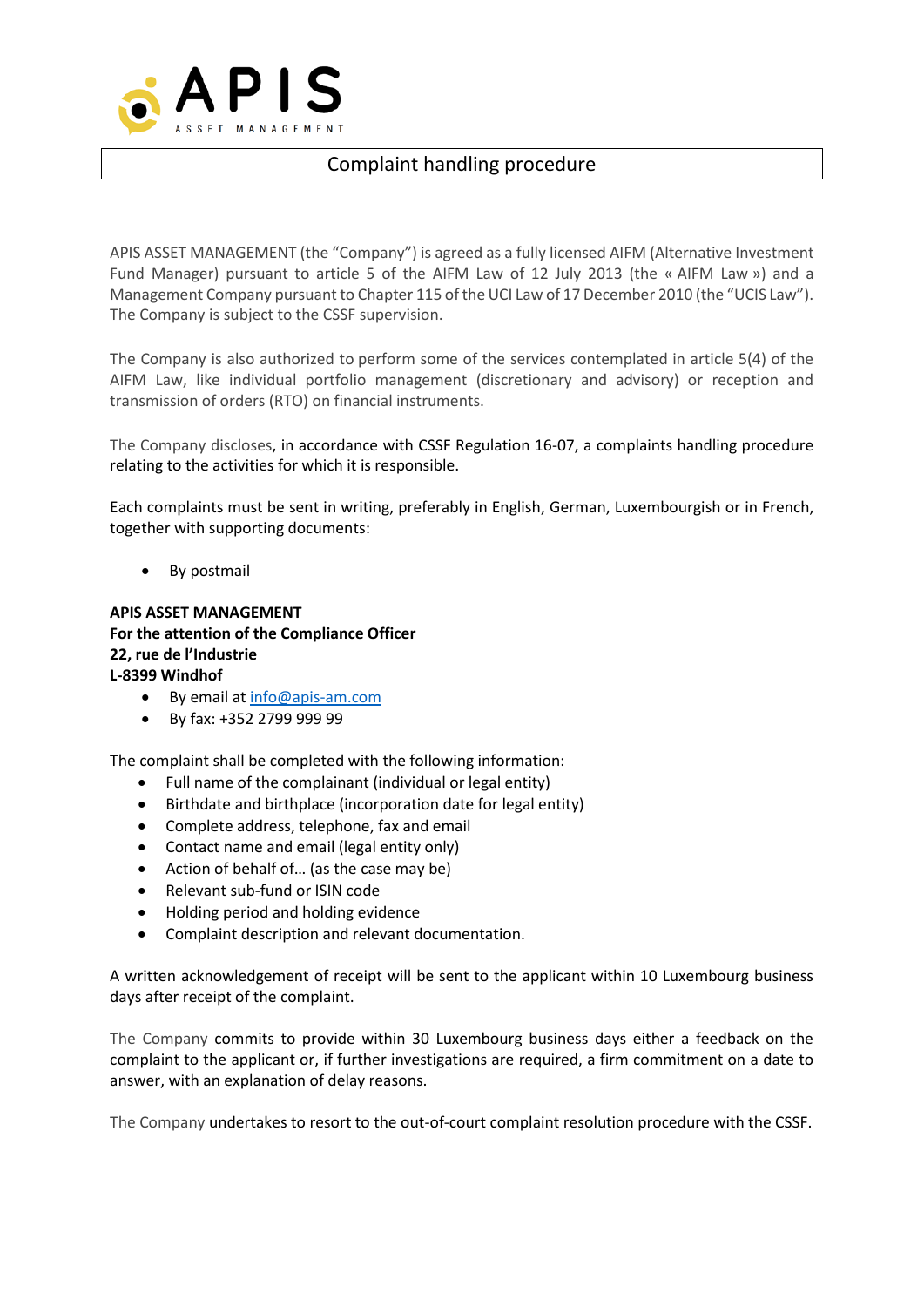APIS ASSET MANAGEMENT

# Complaint handling procedure

APIS ASSET MANAGEMENT (the "Company") is agreed as a fully licensed AIFM (Alternative Investment Fund Manager) pursuant to article 5 of the AIFM Law of 12 July 2013 (the « AIFM Law ») and a Management Company pursuant to Chapter 115 of the UCI Law of 17 December 2010 (the "UCIS Law"). The Company is subject to the CSSF supervision.

The Company is also authorized to perform some of the services contemplated in article 5(4) of the AIFM Law, like individual portfolio management (discretionary and advisory) or reception and transmission of orders (RTO) on financial instruments.

The Company discloses, in accordance with CSSF Regulation 16-07, a complaints handling procedure relating to the activities for which it is responsible.

Each complaints must be sent in writing, preferably in English, German, Luxembourgish or in French, together with supporting documents:

- By postmail

**APIS ASSET MANAGEMENT**
**For the attention of the Compliance Officer**
**22, rue de l'Industrie**
**L-8399 Windhof**

- By email at info@apis-am.com
- By fax: +352 2799 999 99

The complaint shall be completed with the following information:

- Full name of the complainant (individual or legal entity)
- Birthdate and birthplace (incorporation date for legal entity)
- Complete address, telephone, fax and email
- Contact name and email (legal entity only)
- Action of behalf of… (as the case may be)
- Relevant sub-fund or ISIN code
- Holding period and holding evidence
- Complaint description and relevant documentation.

A written acknowledgement of receipt will be sent to the applicant within 10 Luxembourg business days after receipt of the complaint.

The Company commits to provide within 30 Luxembourg business days either a feedback on the complaint to the applicant or, if further investigations are required, a firm commitment on a date to answer, with an explanation of delay reasons.

The Company undertakes to resort to the out-of-court complaint resolution procedure with the CSSF.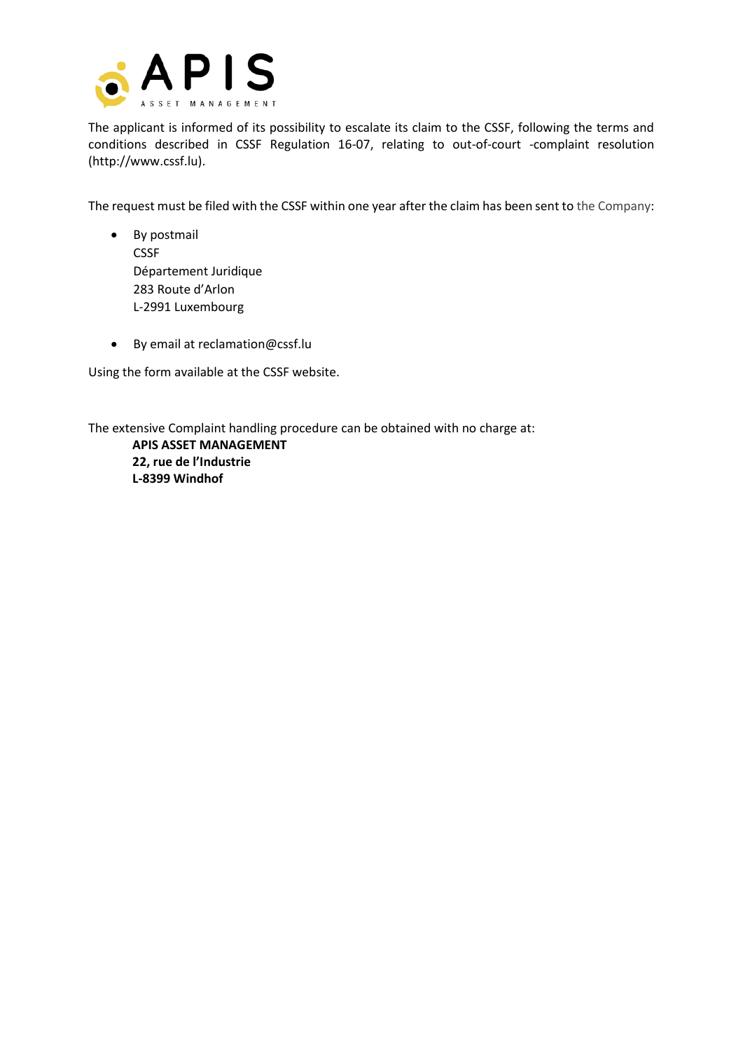The applicant is informed of its possibility to escalate its claim to the CSSF, following the terms and conditions described in CSSF Regulation 16-07, relating to out-of-court -complaint resolution (http://www.cssf.lu).

The request must be filed with the CSSF within one year after the claim has been sent to the Company:

- By postmail
  CSSF
  Département Juridique
  283 Route d'Arlon
  L-2991 Luxembourg

- By email at reclamation@cssf.lu

Using the form available at the CSSF website.

The extensive Complaint handling procedure can be obtained with no charge at:

**APIS ASSET MANAGEMENT**
**22, rue de l'Industrie**
**L-8399 Windhof**